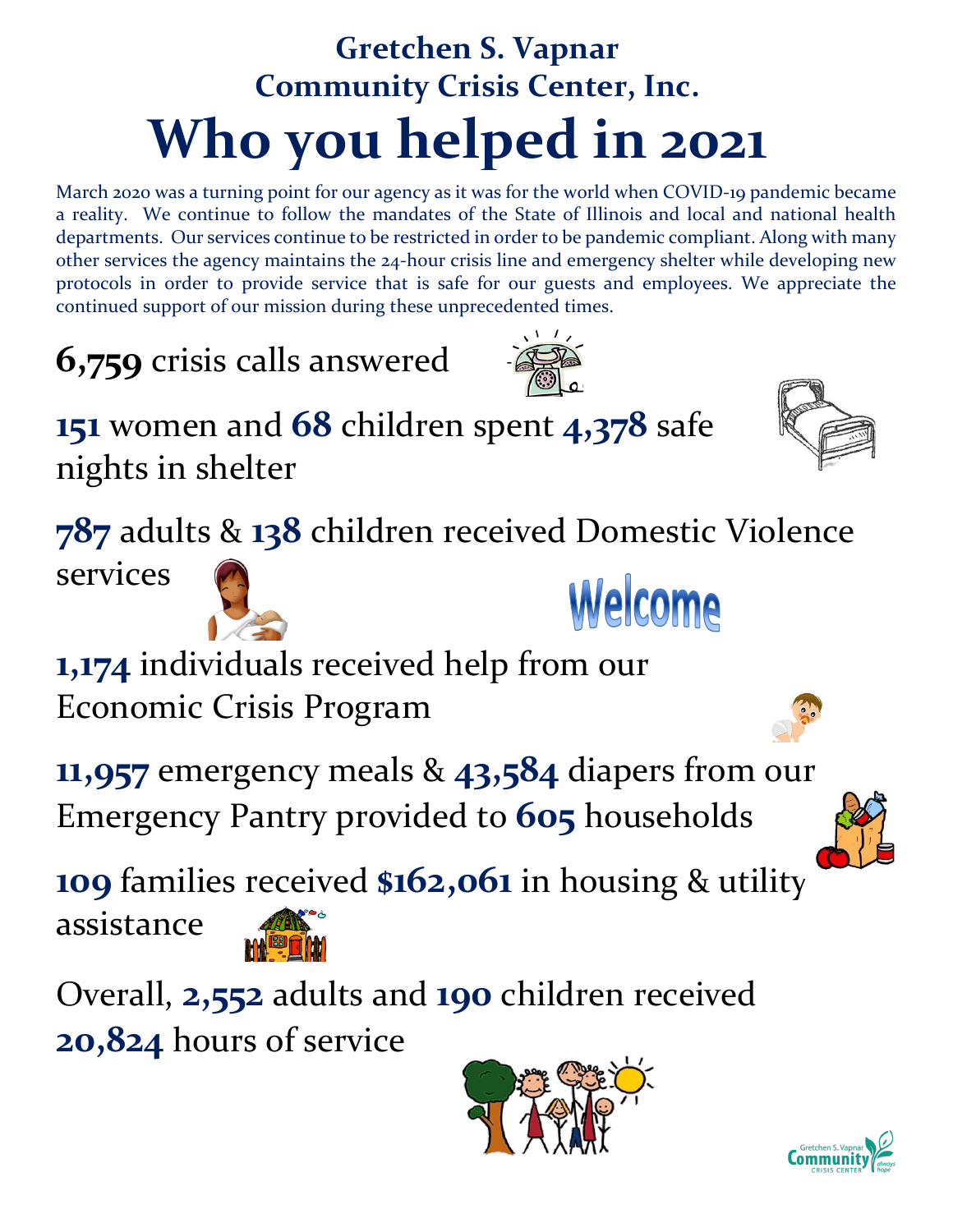## Gretchen S. Vapnar
## Community Crisis Center, Inc.

# Who you helped in 2021

March 2020 was a turning point for our agency as it was for the world when COVID-19 pandemic became a reality. We continue to follow the mandates of the State of Illinois and local and national health departments. Our services continue to be restricted in order to be pandemic compliant. Along with many other services the agency maintains the 24-hour crisis line and emergency shelter while developing new protocols in order to provide service that is safe for our guests and employees. We appreciate the continued support of our mission during these unprecedented times.

**6,759** crisis calls answered

**151** women and **68** children spent **4,378** safe nights in shelter

**787** adults & **138** children received Domestic Violence services

Welcome

**1,174** individuals received help from our Economic Crisis Program

**11,957** emergency meals & **43,584** diapers from our Emergency Pantry provided to **605** households

**109** families received **$162,061** in housing & utility assistance

Overall, **2,552** adults and **190** children received **20,824** hours of service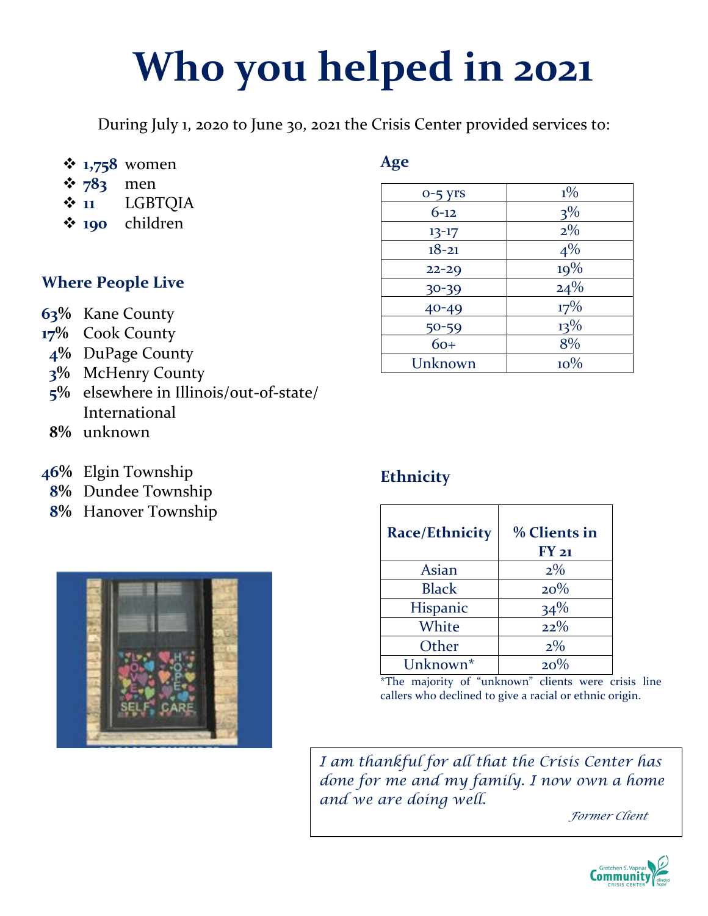# Who you helped in 2021

During July 1, 2020 to June 30, 2021 the Crisis Center provided services to:

- **1,758** women
- **783** men
- **11** LGBTQIA
- **190** children

### Where People Live

**63%** Kane County
**17%** Cook County
**4%** DuPage County
**3%** McHenry County
**5%** elsewhere in Illinois/out-of-state/International
**8%** unknown

**46%** Elgin Township
**8%** Dundee Township
**8%** Hanover Township

### Age

| | |
|---|---|
| 0-5 yrs | 1% |
| 6-12 | 3% |
| 13-17 | 2% |
| 18-21 | 4% |
| 22-29 | 19% |
| 30-39 | 24% |
| 40-49 | 17% |
| 50-59 | 13% |
| 60+ | 8% |
| Unknown | 10% |

### Ethnicity

| Race/Ethnicity | % Clients in FY 21 |
|---|---|
| Asian | 2% |
| Black | 20% |
| Hispanic | 34% |
| White | 22% |
| Other | 2% |
| Unknown* | 20% |

*The majority of "unknown" clients were crisis line callers who declined to give a racial or ethnic origin.

*I am thankful for all that the Crisis Center has done for me and my family. I now own a home and we are doing well.*

*Former Client*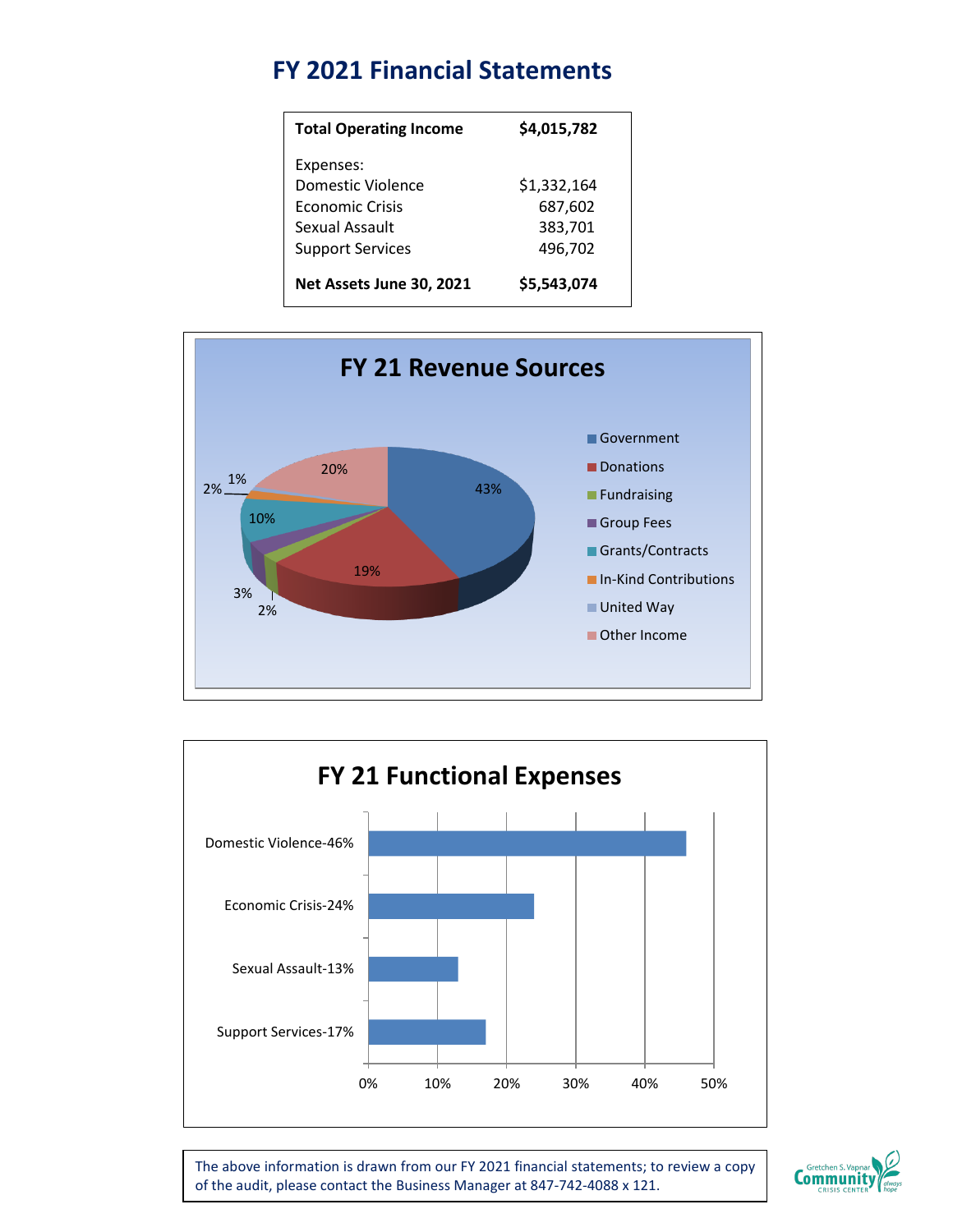# FY 2021 Financial Statements

| **Total Operating Income** | **$4,015,782** |
|---|---|
| Expenses: | |
| Domestic Violence | $1,332,164 |
| Economic Crisis | 687,602 |
| Sexual Assault | 383,701 |
| Support Services | 496,702 |
| **Net Assets June 30, 2021** | **$5,543,074** |

## FY 21 Revenue Sources

| Source | Percentage |
|---|---|
| Government | 43% |
| Donations | 19% |
| Fundraising | 2% |
| Group Fees | 3% |
| Grants/Contracts | 10% |
| In-Kind Contributions | 2% |
| United Way | 1% |
| Other Income | 20% |

## FY 21 Functional Expenses

| Function | Percentage |
|---|---|
| Domestic Violence | 46% |
| Economic Crisis | 24% |
| Sexual Assault | 13% |
| Support Services | 17% |

The above information is drawn from our FY 2021 financial statements; to review a copy of the audit, please contact the Business Manager at 847-742-4088 x 121.

Gretchen S. Vapnar Community Crisis Center always hope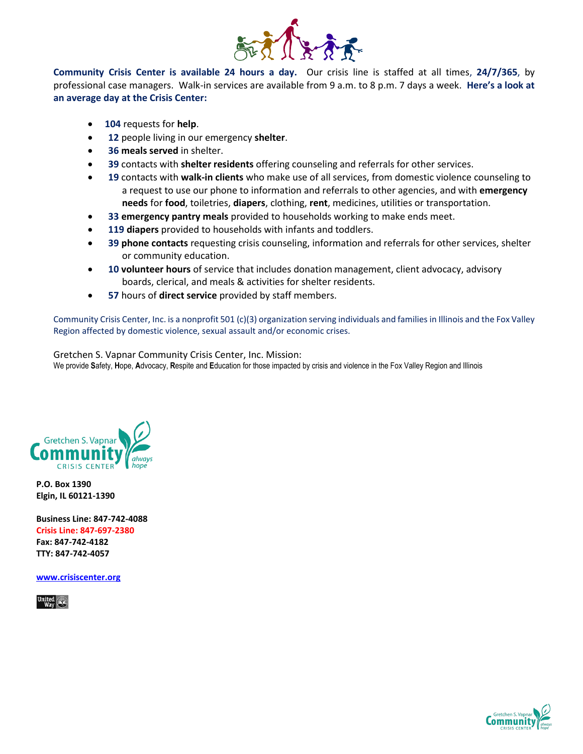**Community Crisis Center is available 24 hours a day.** Our crisis line is staffed at all times, **24/7/365**, by professional case managers. Walk-in services are available from 9 a.m. to 8 p.m. 7 days a week. **Here's a look at an average day at the Crisis Center:**

- **104** requests for **help**.
- **12** people living in our emergency **shelter**.
- **36 meals served** in shelter.
- **39** contacts with **shelter residents** offering counseling and referrals for other services.
- **19** contacts with **walk-in clients** who make use of all services, from domestic violence counseling to a request to use our phone to information and referrals to other agencies, and with **emergency needs** for **food**, toiletries, **diapers**, clothing, **rent**, medicines, utilities or transportation.
- **33 emergency pantry meals** provided to households working to make ends meet.
- **119 diapers** provided to households with infants and toddlers.
- **39 phone contacts** requesting crisis counseling, information and referrals for other services, shelter or community education.
- **10 volunteer hours** of service that includes donation management, client advocacy, advisory boards, clerical, and meals & activities for shelter residents.
- **57** hours of **direct service** provided by staff members.

Community Crisis Center, Inc. is a nonprofit 501 (c)(3) organization serving individuals and families in Illinois and the Fox Valley Region affected by domestic violence, sexual assault and/or economic crises.

Gretchen S. Vapnar Community Crisis Center, Inc. Mission:

We provide **S**afety, **H**ope, **A**dvocacy, **R**espite and **E**ducation for those impacted by crisis and violence in the Fox Valley Region and Illinois

Gretchen S. Vapnar Community Crisis Center *always hope*

**P.O. Box 1390**
**Elgin, IL 60121-1390**

**Business Line: 847-742-4088**
**Crisis Line: 847-697-2380**
**Fax: 847-742-4182**
**TTY: 847-742-4057**

**www.crisiscenter.org**

United Way